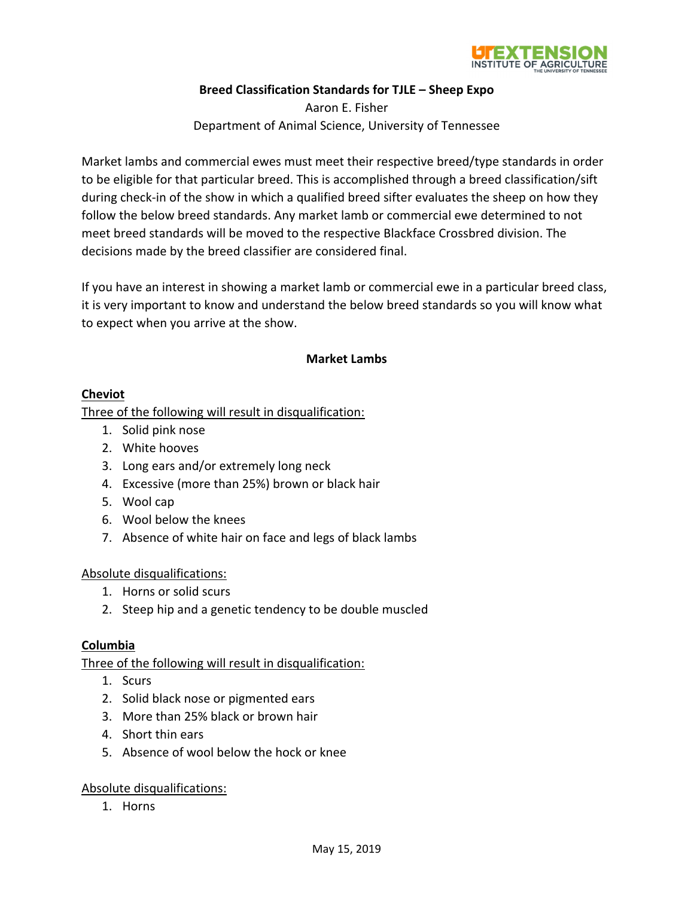**Breed Classification Standards for TJLE – Sheep Expo**

Aaron E. Fisher

Department of Animal Science, University of Tennessee

Market lambs and commercial ewes must meet their respective breed/type standards in order to be eligible for that particular breed. This is accomplished through a breed classification/sift during check-in of the show in which a qualified breed sifter evaluates the sheep on how they follow the below breed standards. Any market lamb or commercial ewe determined to not meet breed standards will be moved to the respective Blackface Crossbred division. The decisions made by the breed classifier are considered final.

If you have an interest in showing a market lamb or commercial ewe in a particular breed class, it is very important to know and understand the below breed standards so you will know what to expect when you arrive at the show.

## Market Lambs

### Cheviot

Three of the following will result in disqualification:

1. Solid pink nose
2. White hooves
3. Long ears and/or extremely long neck
4. Excessive (more than 25%) brown or black hair
5. Wool cap
6. Wool below the knees
7. Absence of white hair on face and legs of black lambs

Absolute disqualifications:

1. Horns or solid scurs
2. Steep hip and a genetic tendency to be double muscled

### Columbia

Three of the following will result in disqualification:

1. Scurs
2. Solid black nose or pigmented ears
3. More than 25% black or brown hair
4. Short thin ears
5. Absence of wool below the hock or knee

Absolute disqualifications:

1. Horns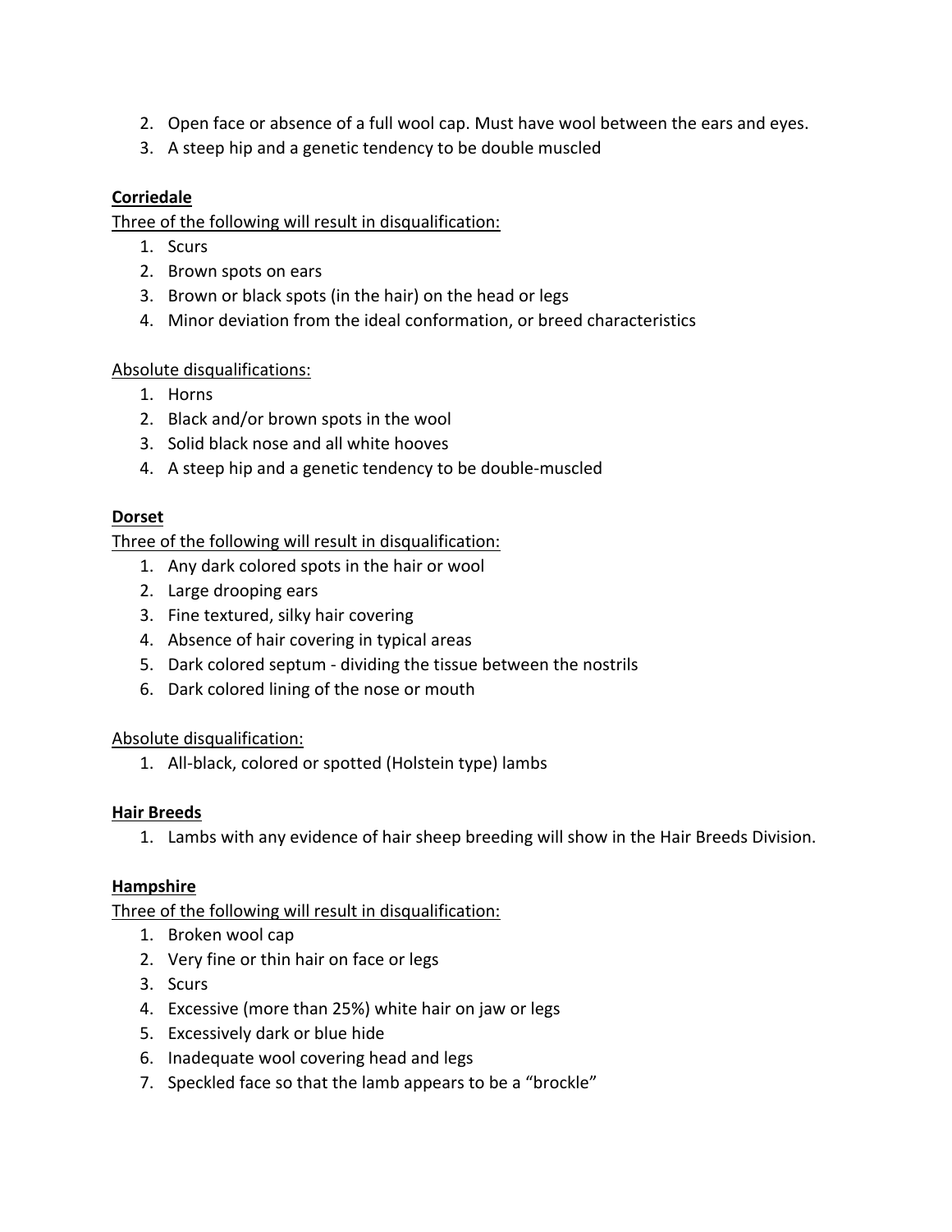2. Open face or absence of a full wool cap. Must have wool between the ears and eyes.
3. A steep hip and a genetic tendency to be double muscled

**Corriedale**

Three of the following will result in disqualification:

1. Scurs
2. Brown spots on ears
3. Brown or black spots (in the hair) on the head or legs
4. Minor deviation from the ideal conformation, or breed characteristics

Absolute disqualifications:

1. Horns
2. Black and/or brown spots in the wool
3. Solid black nose and all white hooves
4. A steep hip and a genetic tendency to be double-muscled

**Dorset**

Three of the following will result in disqualification:

1. Any dark colored spots in the hair or wool
2. Large drooping ears
3. Fine textured, silky hair covering
4. Absence of hair covering in typical areas
5. Dark colored septum - dividing the tissue between the nostrils
6. Dark colored lining of the nose or mouth

Absolute disqualification:

1. All-black, colored or spotted (Holstein type) lambs

**Hair Breeds**

1. Lambs with any evidence of hair sheep breeding will show in the Hair Breeds Division.

**Hampshire**

Three of the following will result in disqualification:

1. Broken wool cap
2. Very fine or thin hair on face or legs
3. Scurs
4. Excessive (more than 25%) white hair on jaw or legs
5. Excessively dark or blue hide
6. Inadequate wool covering head and legs
7. Speckled face so that the lamb appears to be a "brockle"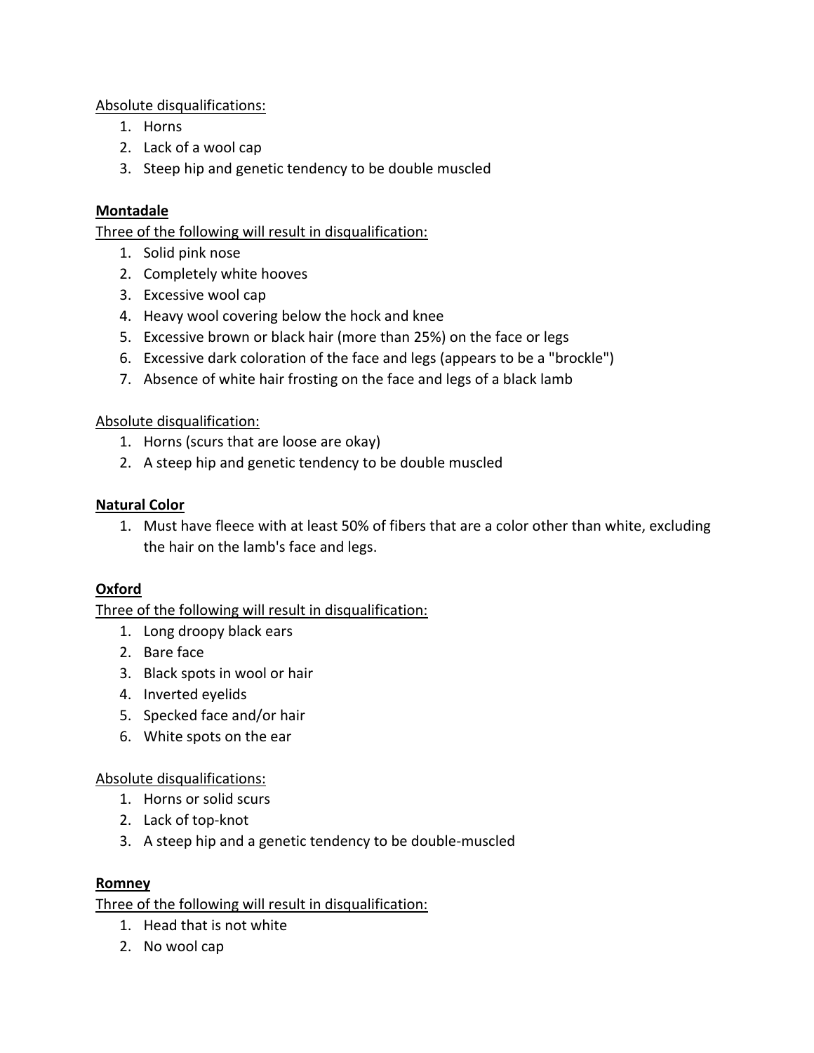Absolute disqualifications:

1. Horns
2. Lack of a wool cap
3. Steep hip and genetic tendency to be double muscled

**Montadale**

Three of the following will result in disqualification:

1. Solid pink nose
2. Completely white hooves
3. Excessive wool cap
4. Heavy wool covering below the hock and knee
5. Excessive brown or black hair (more than 25%) on the face or legs
6. Excessive dark coloration of the face and legs (appears to be a "brockle")
7. Absence of white hair frosting on the face and legs of a black lamb

Absolute disqualification:

1. Horns (scurs that are loose are okay)
2. A steep hip and genetic tendency to be double muscled

**Natural Color**

1. Must have fleece with at least 50% of fibers that are a color other than white, excluding the hair on the lamb's face and legs.

**Oxford**

Three of the following will result in disqualification:

1. Long droopy black ears
2. Bare face
3. Black spots in wool or hair
4. Inverted eyelids
5. Specked face and/or hair
6. White spots on the ear

Absolute disqualifications:

1. Horns or solid scurs
2. Lack of top-knot
3. A steep hip and a genetic tendency to be double-muscled

**Romney**

Three of the following will result in disqualification:

1. Head that is not white
2. No wool cap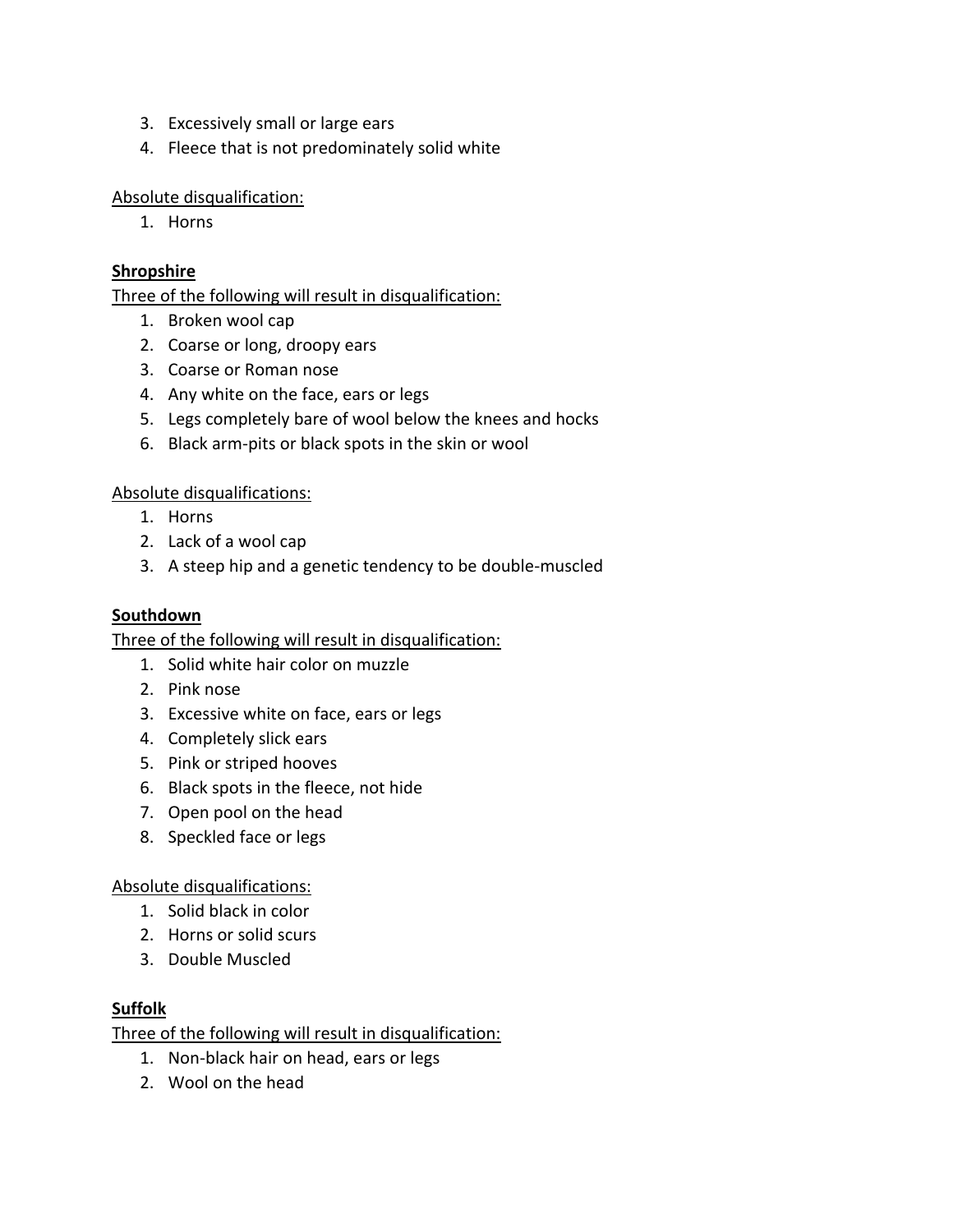3. Excessively small or large ears
4. Fleece that is not predominately solid white

Absolute disqualification:

1. Horns

**Shropshire**

Three of the following will result in disqualification:

1. Broken wool cap
2. Coarse or long, droopy ears
3. Coarse or Roman nose
4. Any white on the face, ears or legs
5. Legs completely bare of wool below the knees and hocks
6. Black arm-pits or black spots in the skin or wool

Absolute disqualifications:

1. Horns
2. Lack of a wool cap
3. A steep hip and a genetic tendency to be double-muscled

**Southdown**

Three of the following will result in disqualification:

1. Solid white hair color on muzzle
2. Pink nose
3. Excessive white on face, ears or legs
4. Completely slick ears
5. Pink or striped hooves
6. Black spots in the fleece, not hide
7. Open pool on the head
8. Speckled face or legs

Absolute disqualifications:

1. Solid black in color
2. Horns or solid scurs
3. Double Muscled

**Suffolk**

Three of the following will result in disqualification:

1. Non-black hair on head, ears or legs
2. Wool on the head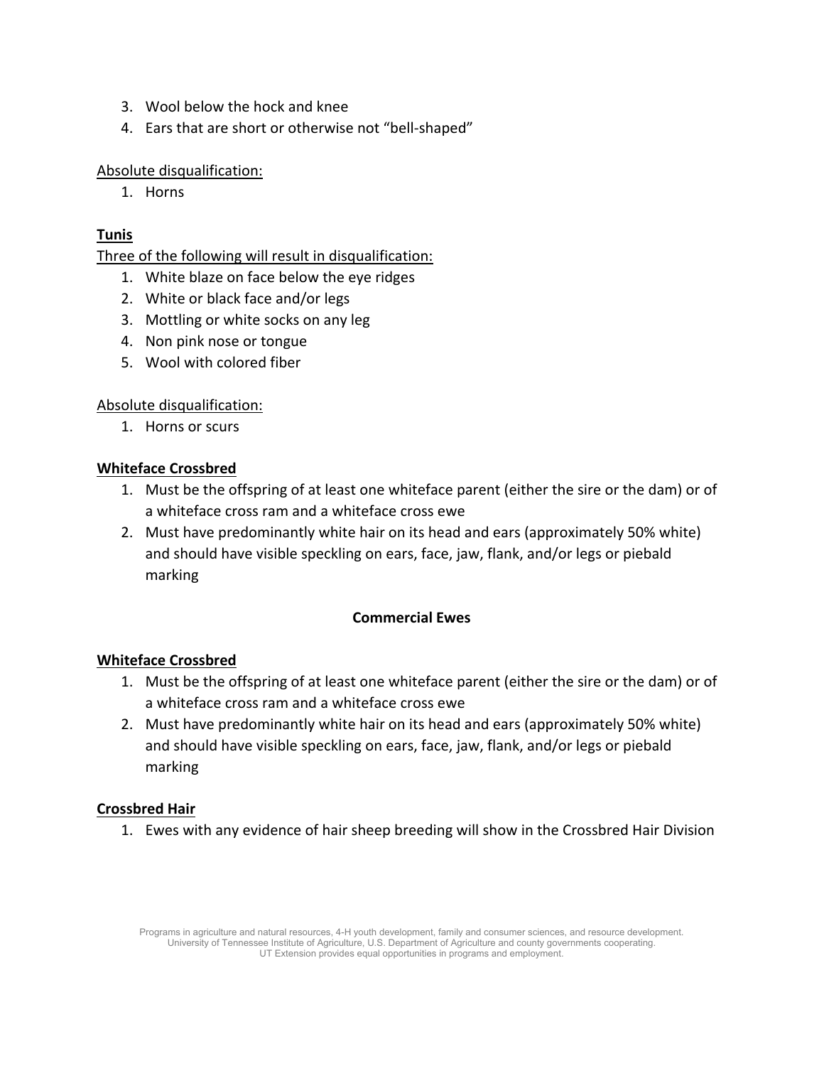3. Wool below the hock and knee
4. Ears that are short or otherwise not "bell-shaped"

Absolute disqualification:

1. Horns

**Tunis**

Three of the following will result in disqualification:

1. White blaze on face below the eye ridges
2. White or black face and/or legs
3. Mottling or white socks on any leg
4. Non pink nose or tongue
5. Wool with colored fiber

Absolute disqualification:

1. Horns or scurs

**Whiteface Crossbred**

1. Must be the offspring of at least one whiteface parent (either the sire or the dam) or of a whiteface cross ram and a whiteface cross ewe
2. Must have predominantly white hair on its head and ears (approximately 50% white) and should have visible speckling on ears, face, jaw, flank, and/or legs or piebald marking

## Commercial Ewes

**Whiteface Crossbred**

1. Must be the offspring of at least one whiteface parent (either the sire or the dam) or of a whiteface cross ram and a whiteface cross ewe
2. Must have predominantly white hair on its head and ears (approximately 50% white) and should have visible speckling on ears, face, jaw, flank, and/or legs or piebald marking

**Crossbred Hair**

1. Ewes with any evidence of hair sheep breeding will show in the Crossbred Hair Division